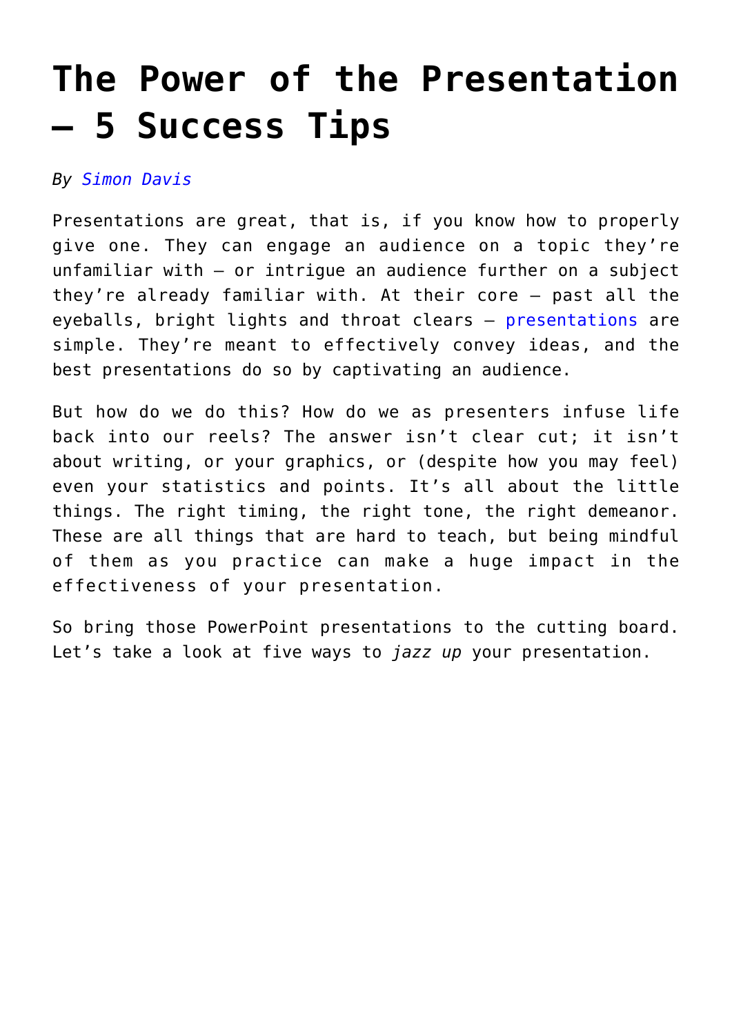# The Power of the Presentation – 5 Success Tips

*By Simon Davis*

Presentations are great, that is, if you know how to properly give one. They can engage an audience on a topic they're unfamiliar with – or intrigue an audience further on a subject they're already familiar with. At their core – past all the eyeballs, bright lights and throat clears – presentations are simple. They're meant to effectively convey ideas, and the best presentations do so by captivating an audience.

But how do we do this? How do we as presenters infuse life back into our reels? The answer isn't clear cut; it isn't about writing, or your graphics, or (despite how you may feel) even your statistics and points. It's all about the little things. The right timing, the right tone, the right demeanor. These are all things that are hard to teach, but being mindful of them as you practice can make a huge impact in the effectiveness of your presentation.

So bring those PowerPoint presentations to the cutting board. Let's take a look at five ways to *jazz up* your presentation.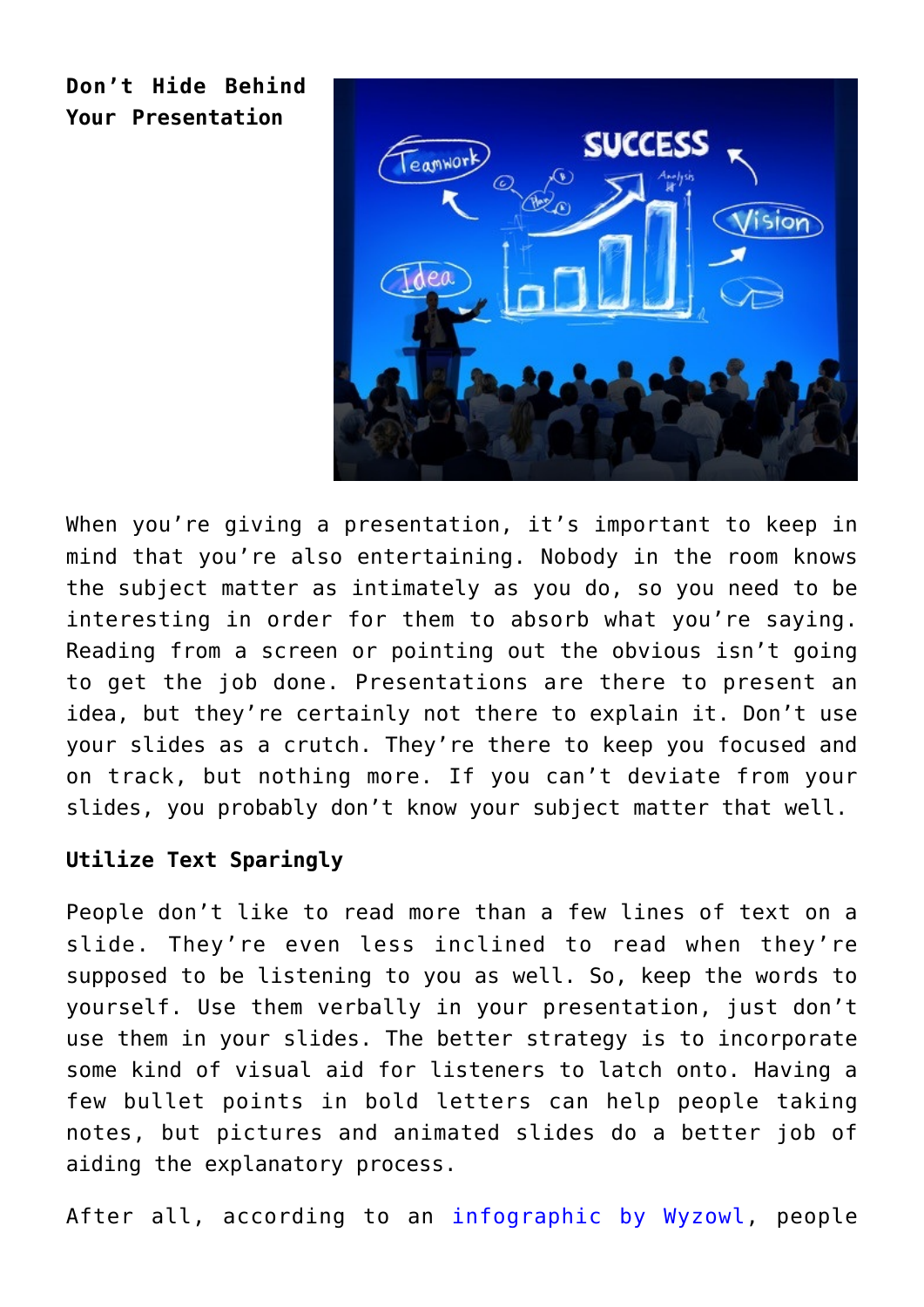**Don't Hide Behind Your Presentation**

When you're giving a presentation, it's important to keep in mind that you're also entertaining. Nobody in the room knows the subject matter as intimately as you do, so you need to be interesting in order for them to absorb what you're saying. Reading from a screen or pointing out the obvious isn't going to get the job done. Presentations are there to present an idea, but they're certainly not there to explain it. Don't use your slides as a crutch. They're there to keep you focused and on track, but nothing more. If you can't deviate from your slides, you probably don't know your subject matter that well.

**Utilize Text Sparingly**

People don't like to read more than a few lines of text on a slide. They're even less inclined to read when they're supposed to be listening to you as well. So, keep the words to yourself. Use them verbally in your presentation, just don't use them in your slides. The better strategy is to incorporate some kind of visual aid for listeners to latch onto. Having a few bullet points in bold letters can help people taking notes, but pictures and animated slides do a better job of aiding the explanatory process.

After all, according to an infographic by Wyzowl, people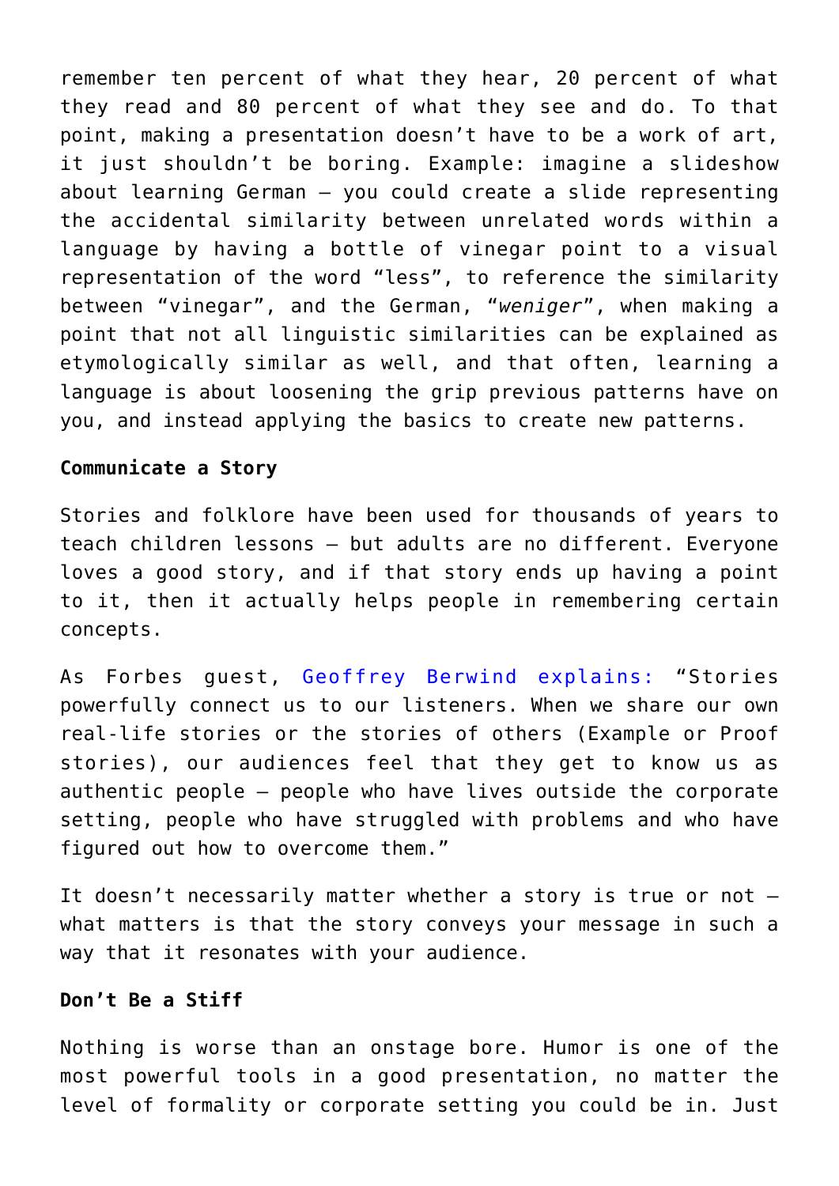remember ten percent of what they hear, 20 percent of what they read and 80 percent of what they see and do. To that point, making a presentation doesn't have to be a work of art, it just shouldn't be boring. Example: imagine a slideshow about learning German – you could create a slide representing the accidental similarity between unrelated words within a language by having a bottle of vinegar point to a visual representation of the word "less", to reference the similarity between "vinegar", and the German, "*weniger*", when making a point that not all linguistic similarities can be explained as etymologically similar as well, and that often, learning a language is about loosening the grip previous patterns have on you, and instead applying the basics to create new patterns.

**Communicate a Story**

Stories and folklore have been used for thousands of years to teach children lessons – but adults are no different. Everyone loves a good story, and if that story ends up having a point to it, then it actually helps people in remembering certain concepts.

As Forbes guest, Geoffrey Berwind explains: "Stories powerfully connect us to our listeners. When we share our own real-life stories or the stories of others (Example or Proof stories), our audiences feel that they get to know us as authentic people – people who have lives outside the corporate setting, people who have struggled with problems and who have figured out how to overcome them."

It doesn't necessarily matter whether a story is true or not – what matters is that the story conveys your message in such a way that it resonates with your audience.

**Don't Be a Stiff**

Nothing is worse than an onstage bore. Humor is one of the most powerful tools in a good presentation, no matter the level of formality or corporate setting you could be in. Just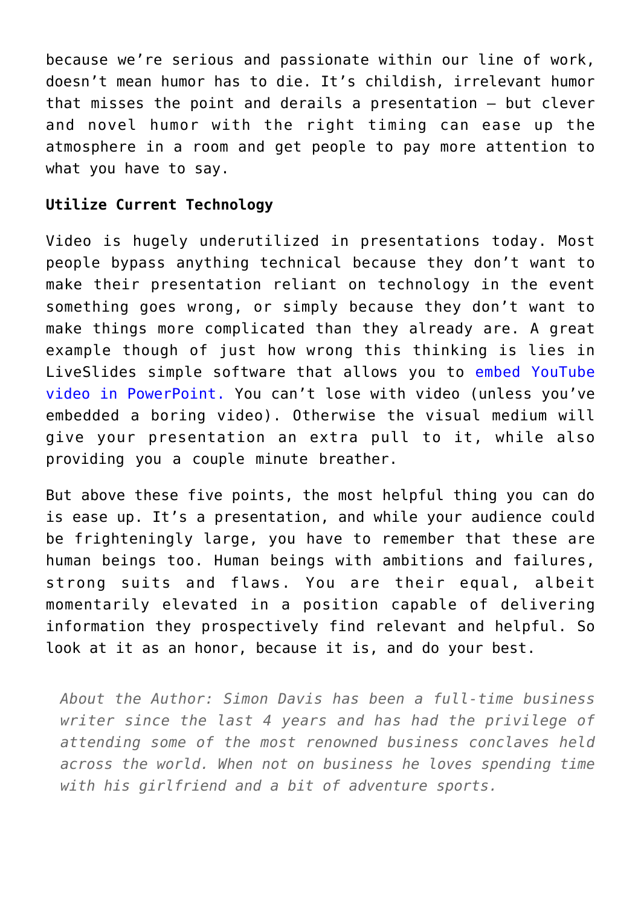because we're serious and passionate within our line of work, doesn't mean humor has to die. It's childish, irrelevant humor that misses the point and derails a presentation – but clever and novel humor with the right timing can ease up the atmosphere in a room and get people to pay more attention to what you have to say.

**Utilize Current Technology**

Video is hugely underutilized in presentations today. Most people bypass anything technical because they don't want to make their presentation reliant on technology in the event something goes wrong, or simply because they don't want to make things more complicated than they already are. A great example though of just how wrong this thinking is lies in LiveSlides simple software that allows you to embed YouTube video in PowerPoint. You can't lose with video (unless you've embedded a boring video). Otherwise the visual medium will give your presentation an extra pull to it, while also providing you a couple minute breather.

But above these five points, the most helpful thing you can do is ease up. It's a presentation, and while your audience could be frighteningly large, you have to remember that these are human beings too. Human beings with ambitions and failures, strong suits and flaws. You are their equal, albeit momentarily elevated in a position capable of delivering information they prospectively find relevant and helpful. So look at it as an honor, because it is, and do your best.

*About the Author: Simon Davis has been a full-time business writer since the last 4 years and has had the privilege of attending some of the most renowned business conclaves held across the world. When not on business he loves spending time with his girlfriend and a bit of adventure sports.*